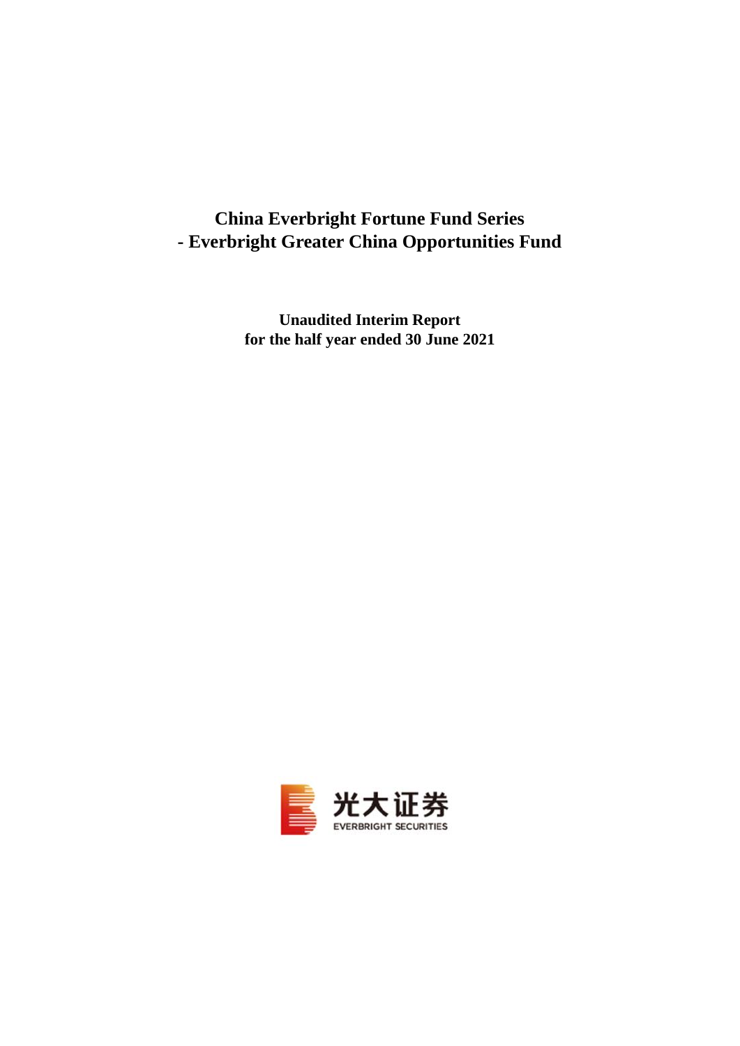# China Everbright Fortune Fund Series
# - Everbright Greater China Opportunities Fund

**Unaudited Interim Report**
**for the half year ended 30 June 2021**

光大证券
EVERBRIGHT SECURITIES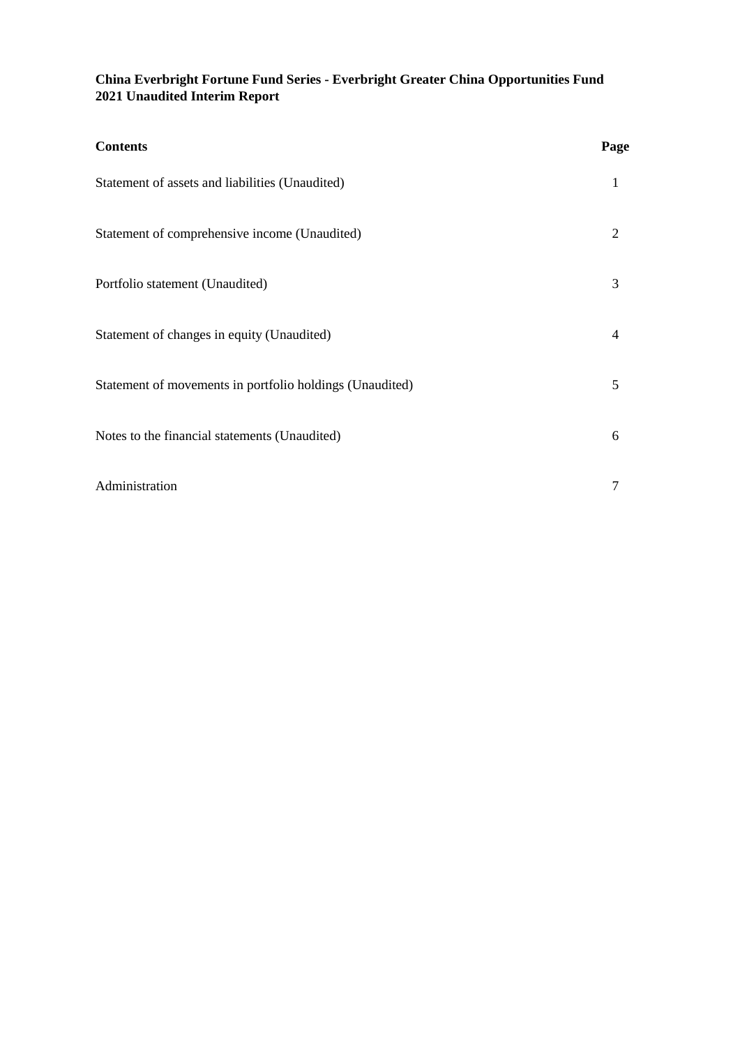**China Everbright Fortune Fund Series - Everbright Greater China Opportunities Fund**
**2021 Unaudited Interim Report**

| **Contents** | **Page** |
|---|---|
| Statement of assets and liabilities (Unaudited) | 1 |
| Statement of comprehensive income (Unaudited) | 2 |
| Portfolio statement (Unaudited) | 3 |
| Statement of changes in equity (Unaudited) | 4 |
| Statement of movements in portfolio holdings (Unaudited) | 5 |
| Notes to the financial statements (Unaudited) | 6 |
| Administration | 7 |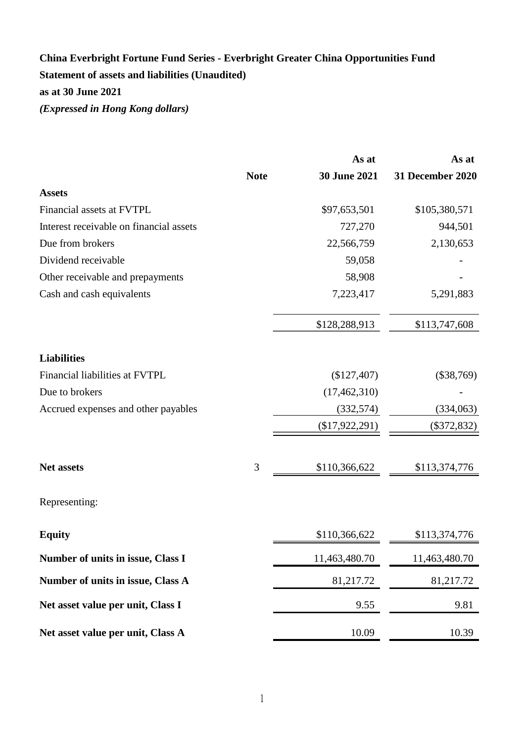**China Everbright Fortune Fund Series - Everbright Greater China Opportunities Fund**

**Statement of assets and liabilities (Unaudited)**

**as at 30 June 2021**

***(Expressed in Hong Kong dollars)***

| | **Note** | **As at 30 June 2021** | **As at 31 December 2020** |
|---|---|---|---|
| **Assets** | | | |
| Financial assets at FVTPL | | $97,653,501 | $105,380,571 |
| Interest receivable on financial assets | | 727,270 | 944,501 |
| Due from brokers | | 22,566,759 | 2,130,653 |
| Dividend receivable | | 59,058 | - |
| Other receivable and prepayments | | 58,908 | - |
| Cash and cash equivalents | | 7,223,417 | 5,291,883 |
| | | $128,288,913 | $113,747,608 |
| **Liabilities** | | | |
| Financial liabilities at FVTPL | | ($127,407) | ($38,769) |
| Due to brokers | | (17,462,310) | - |
| Accrued expenses and other payables | | (332,574) | (334,063) |
| | | ($17,922,291) | ($372,832) |
| **Net assets** | 3 | $110,366,622 | $113,374,776 |
| Representing: | | | |
| **Equity** | | $110,366,622 | $113,374,776 |
| **Number of units in issue, Class I** | | 11,463,480.70 | 11,463,480.70 |
| **Number of units in issue, Class A** | | 81,217.72 | 81,217.72 |
| **Net asset value per unit, Class I** | | 9.55 | 9.81 |
| **Net asset value per unit, Class A** | | 10.09 | 10.39 |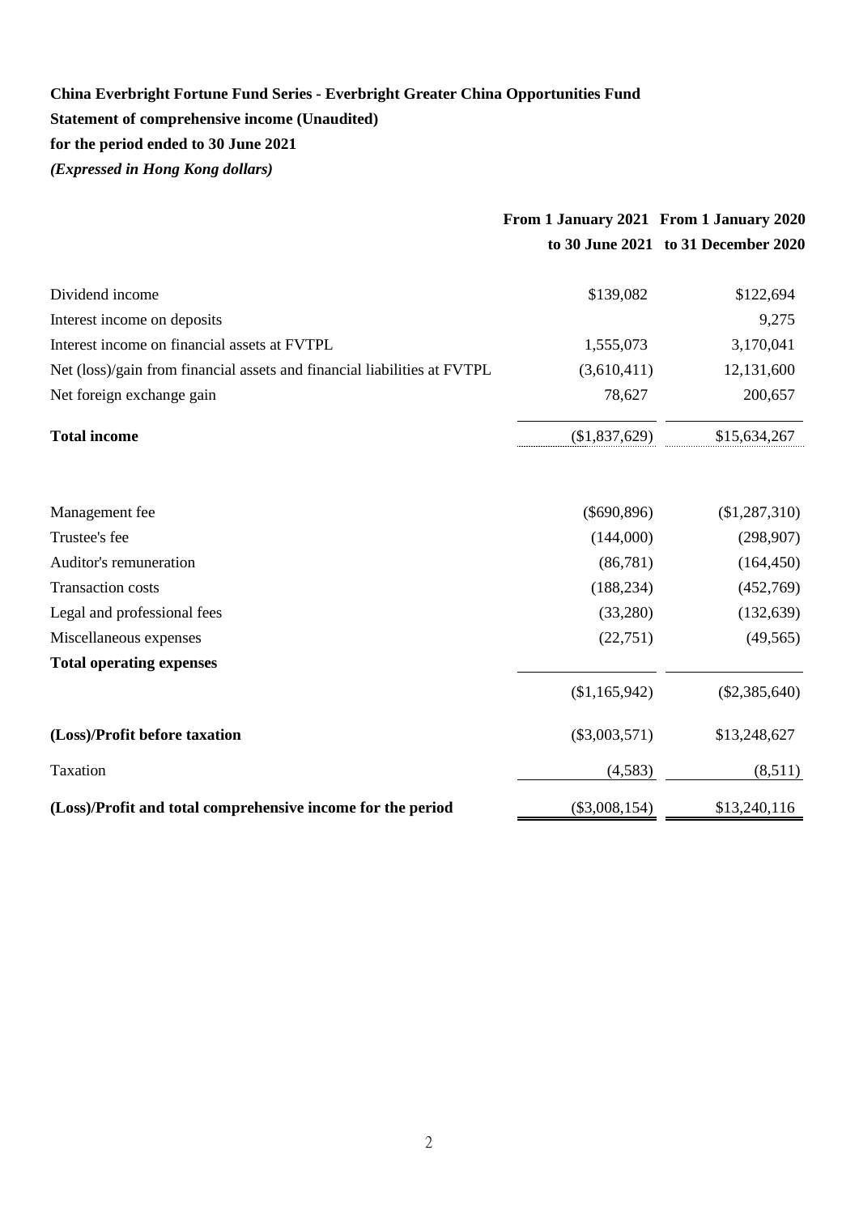**China Everbright Fortune Fund Series - Everbright Greater China Opportunities Fund**

**Statement of comprehensive income (Unaudited)**

**for the period ended to 30 June 2021**

***(Expressed in Hong Kong dollars)***

| | From 1 January 2021 to 30 June 2021 | From 1 January 2020 to 31 December 2020 |
|---|---|---|
| Dividend income | $139,082 | $122,694 |
| Interest income on deposits | | 9,275 |
| Interest income on financial assets at FVTPL | 1,555,073 | 3,170,041 |
| Net (loss)/gain from financial assets and financial liabilities at FVTPL | (3,610,411) | 12,131,600 |
| Net foreign exchange gain | 78,627 | 200,657 |
| **Total income** | ($1,837,629) | $15,634,267 |
| | | |
| Management fee | ($690,896) | ($1,287,310) |
| Trustee's fee | (144,000) | (298,907) |
| Auditor's remuneration | (86,781) | (164,450) |
| Transaction costs | (188,234) | (452,769) |
| Legal and professional fees | (33,280) | (132,639) |
| Miscellaneous expenses | (22,751) | (49,565) |
| **Total operating expenses** | ($1,165,942) | ($2,385,640) |
| **(Loss)/Profit before taxation** | ($3,003,571) | $13,248,627 |
| Taxation | (4,583) | (8,511) |
| **(Loss)/Profit and total comprehensive income for the period** | ($3,008,154) | $13,240,116 |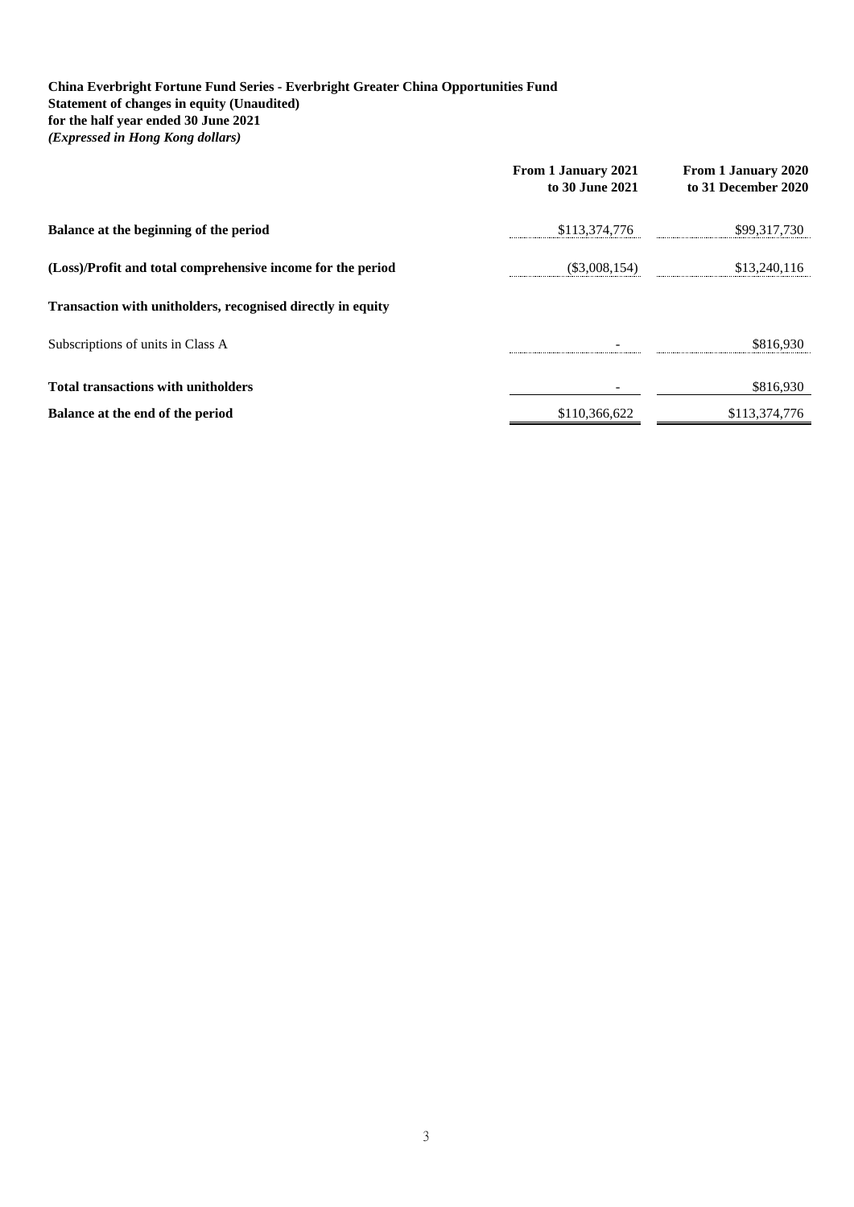**China Everbright Fortune Fund Series - Everbright Greater China Opportunities Fund**
**Statement of changes in equity (Unaudited)**
**for the half year ended 30 June 2021**
***(Expressed in Hong Kong dollars)***

| | From 1 January 2021 to 30 June 2021 | From 1 January 2020 to 31 December 2020 |
|---|---|---|
| **Balance at the beginning of the period** | \$113,374,776 | \$99,317,730 |
| **(Loss)/Profit and total comprehensive income for the period** | (\$3,008,154) | \$13,240,116 |
| **Transaction with unitholders, recognised directly in equity** | | |
| Subscriptions of units in Class A | - | \$816,930 |
| **Total transactions with unitholders** | - | \$816,930 |
| **Balance at the end of the period** | \$110,366,622 | \$113,374,776 |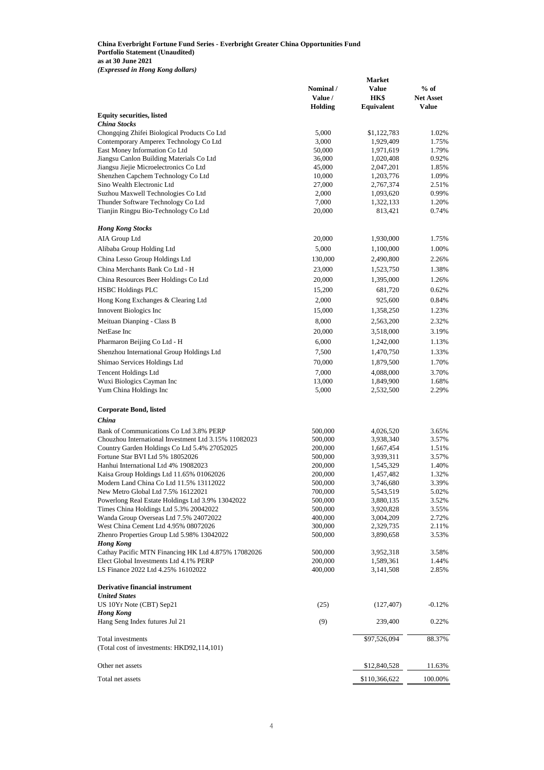**China Everbright Fortune Fund Series - Everbright Greater China Opportunities Fund**
**Portfolio Statement (Unaudited)**
**as at 30 June 2021**
***(Expressed in Hong Kong dollars)***

| | Nominal / Value / Holding | Market Value HK$ Equivalent | % of Net Asset Value |
|---|---|---|---|
| **Equity securities, listed** | | | |
| ***China Stocks*** | | | |
| Chongqing Zhifei Biological Products Co Ltd | 5,000 | $1,122,783 | 1.02% |
| Contemporary Amperex Technology Co Ltd | 3,000 | 1,929,409 | 1.75% |
| East Money Information Co Ltd | 50,000 | 1,971,619 | 1.79% |
| Jiangsu Canlon Building Materials Co Ltd | 36,000 | 1,020,408 | 0.92% |
| Jiangsu Jiejie Microelectronics Co Ltd | 45,000 | 2,047,201 | 1.85% |
| Shenzhen Capchem Technology Co Ltd | 10,000 | 1,203,776 | 1.09% |
| Sino Wealth Electronic Ltd | 27,000 | 2,767,374 | 2.51% |
| Suzhou Maxwell Technologies Co Ltd | 2,000 | 1,093,620 | 0.99% |
| Thunder Software Technology Co Ltd | 7,000 | 1,322,133 | 1.20% |
| Tianjin Ringpu Bio-Technology Co Ltd | 20,000 | 813,421 | 0.74% |
| ***Hong Kong Stocks*** | | | |
| AIA Group Ltd | 20,000 | 1,930,000 | 1.75% |
| Alibaba Group Holding Ltd | 5,000 | 1,100,000 | 1.00% |
| China Lesso Group Holdings Ltd | 130,000 | 2,490,800 | 2.26% |
| China Merchants Bank Co Ltd - H | 23,000 | 1,523,750 | 1.38% |
| China Resources Beer Holdings Co Ltd | 20,000 | 1,395,000 | 1.26% |
| HSBC Holdings PLC | 15,200 | 681,720 | 0.62% |
| Hong Kong Exchanges & Clearing Ltd | 2,000 | 925,600 | 0.84% |
| Innovent Biologics Inc | 15,000 | 1,358,250 | 1.23% |
| Meituan Dianping - Class B | 8,000 | 2,563,200 | 2.32% |
| NetEase Inc | 20,000 | 3,518,000 | 3.19% |
| Pharmaron Beijing Co Ltd - H | 6,000 | 1,242,000 | 1.13% |
| Shenzhou International Group Holdings Ltd | 7,500 | 1,470,750 | 1.33% |
| Shimao Services Holdings Ltd | 70,000 | 1,879,500 | 1.70% |
| Tencent Holdings Ltd | 7,000 | 4,088,000 | 3.70% |
| Wuxi Biologics Cayman Inc | 13,000 | 1,849,900 | 1.68% |
| Yum China Holdings Inc | 5,000 | 2,532,500 | 2.29% |
| **Corporate Bond, listed** | | | |
| ***China*** | | | |
| Bank of Communications Co Ltd 3.8% PERP | 500,000 | 4,026,520 | 3.65% |
| Chouzhou International Investment Ltd 3.15% 11082023 | 500,000 | 3,938,340 | 3.57% |
| Country Garden Holdings Co Ltd 5.4% 27052025 | 200,000 | 1,667,454 | 1.51% |
| Fortune Star BVI Ltd 5% 18052026 | 500,000 | 3,939,311 | 3.57% |
| Hanhui International Ltd 4% 19082023 | 200,000 | 1,545,329 | 1.40% |
| Kaisa Group Holdings Ltd 11.65% 01062026 | 200,000 | 1,457,482 | 1.32% |
| Modern Land China Co Ltd 11.5% 13112022 | 500,000 | 3,746,680 | 3.39% |
| New Metro Global Ltd 7.5% 16122021 | 700,000 | 5,543,519 | 5.02% |
| Powerlong Real Estate Holdings Ltd 3.9% 13042022 | 500,000 | 3,880,135 | 3.52% |
| Times China Holdings Ltd 5.3% 20042022 | 500,000 | 3,920,828 | 3.55% |
| Wanda Group Overseas Ltd 7.5% 24072022 | 400,000 | 3,004,209 | 2.72% |
| West China Cement Ltd 4.95% 08072026 | 300,000 | 2,329,735 | 2.11% |
| Zhenro Properties Group Ltd 5.98% 13042022 | 500,000 | 3,890,658 | 3.53% |
| ***Hong Kong*** | | | |
| Cathay Pacific MTN Financing HK Ltd 4.875% 17082026 | 500,000 | 3,952,318 | 3.58% |
| Elect Global Investments Ltd 4.1% PERP | 200,000 | 1,589,361 | 1.44% |
| LS Finance 2022 Ltd 4.25% 16102022 | 400,000 | 3,141,508 | 2.85% |
| **Derivative financial instrument** | | | |
| ***United States*** | | | |
| US 10Yr Note (CBT) Sep21 | (25) | (127,407) | -0.12% |
| ***Hong Kong*** | | | |
| Hang Seng Index futures Jul 21 | (9) | 239,400 | 0.22% |
| Total investments | | $97,526,094 | 88.37% |
| (Total cost of investments: HKD92,114,101) | | | |
| Other net assets | | $12,840,528 | 11.63% |
| Total net assets | | $110,366,622 | 100.00% |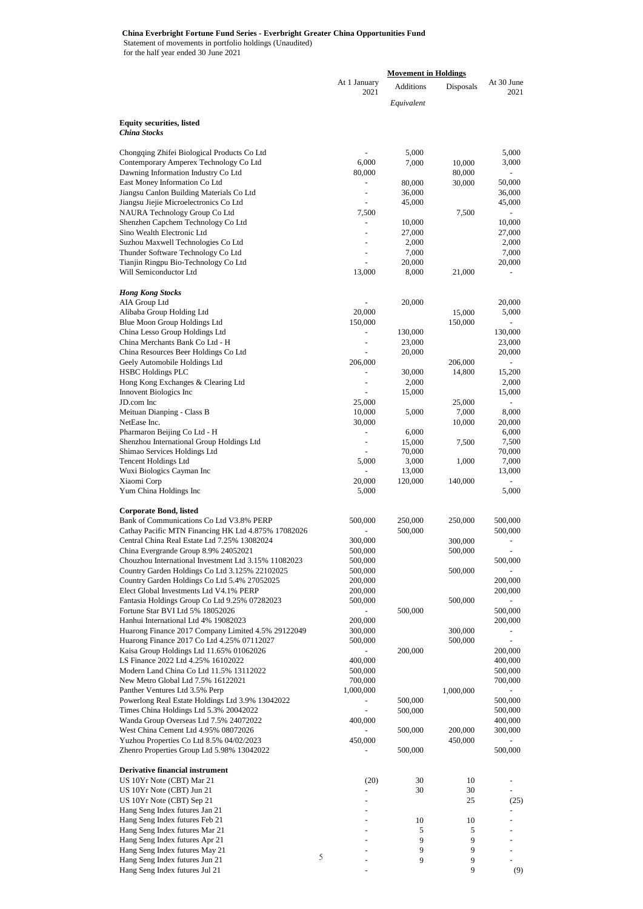**China Everbright Fortune Fund Series - Everbright Greater China Opportunities Fund**

Statement of movements in portfolio holdings (Unaudited)
for the half year ended 30 June 2021

| | At 1 January 2021 | Movement in Holdings | | At 30 June 2021 |
|---|---|---|---|---|
| | | Additions | Disposals | |
| | | *Equivalent* | | |
| **Equity securities, listed** | | | | |
| ***China Stocks*** | | | | |
| Chongqing Zhifei Biological Products Co Ltd | - | 5,000 | | 5,000 |
| Contemporary Amperex Technology Co Ltd | 6,000 | 7,000 | 10,000 | 3,000 |
| Dawning Information Industry Co Ltd | 80,000 | | 80,000 | - |
| East Money Information Co Ltd | - | 80,000 | 30,000 | 50,000 |
| Jiangsu Canlon Building Materials Co Ltd | - | 36,000 | | 36,000 |
| Jiangsu Jiejie Microelectronics Co Ltd | - | 45,000 | | 45,000 |
| NAURA Technology Group Co Ltd | 7,500 | | 7,500 | - |
| Shenzhen Capchem Technology Co Ltd | - | 10,000 | | 10,000 |
| Sino Wealth Electronic Ltd | - | 27,000 | | 27,000 |
| Suzhou Maxwell Technologies Co Ltd | - | 2,000 | | 2,000 |
| Thunder Software Technology Co Ltd | - | 7,000 | | 7,000 |
| Tianjin Ringpu Bio-Technology Co Ltd | - | 20,000 | | 20,000 |
| Will Semiconductor Ltd | 13,000 | 8,000 | 21,000 | - |
| ***Hong Kong Stocks*** | | | | |
| AIA Group Ltd | - | 20,000 | | 20,000 |
| Alibaba Group Holding Ltd | 20,000 | | 15,000 | 5,000 |
| Blue Moon Group Holdings Ltd | 150,000 | | 150,000 | - |
| China Lesso Group Holdings Ltd | - | 130,000 | | 130,000 |
| China Merchants Bank Co Ltd - H | - | 23,000 | | 23,000 |
| China Resources Beer Holdings Co Ltd | - | 20,000 | | 20,000 |
| Geely Automobile Holdings Ltd | 206,000 | | 206,000 | - |
| HSBC Holdings PLC | - | 30,000 | 14,800 | 15,200 |
| Hong Kong Exchanges & Clearing Ltd | - | 2,000 | | 2,000 |
| Innovent Biologics Inc | - | 15,000 | | 15,000 |
| JD.com Inc | 25,000 | | 25,000 | - |
| Meituan Dianping - Class B | 10,000 | 5,000 | 7,000 | 8,000 |
| NetEase Inc. | 30,000 | | 10,000 | 20,000 |
| Pharmaron Beijing Co Ltd - H | - | 6,000 | | 6,000 |
| Shenzhou International Group Holdings Ltd | - | 15,000 | 7,500 | 7,500 |
| Shimao Services Holdings Ltd | - | 70,000 | | 70,000 |
| Tencent Holdings Ltd | 5,000 | 3,000 | 1,000 | 7,000 |
| Wuxi Biologics Cayman Inc | - | 13,000 | | 13,000 |
| Xiaomi Corp | 20,000 | 120,000 | 140,000 | - |
| Yum China Holdings Inc | 5,000 | | | 5,000 |
| **Corporate Bond, listed** | | | | |
| Bank of Communications Co Ltd V3.8% PERP | 500,000 | 250,000 | 250,000 | 500,000 |
| Cathay Pacific MTN Financing HK Ltd 4.875% 17082026 | - | 500,000 | | 500,000 |
| Central China Real Estate Ltd 7.25% 13082024 | 300,000 | | 300,000 | - |
| China Evergrande Group 8.9% 24052021 | 500,000 | | 500,000 | - |
| Chouzhou International Investment Ltd 3.15% 11082023 | 500,000 | | | 500,000 |
| Country Garden Holdings Co Ltd 3.125% 22102025 | 500,000 | | 500,000 | - |
| Country Garden Holdings Co Ltd 5.4% 27052025 | 200,000 | | | 200,000 |
| Elect Global Investments Ltd V4.1% PERP | 200,000 | | | 200,000 |
| Fantasia Holdings Group Co Ltd 9.25% 07282023 | 500,000 | | 500,000 | - |
| Fortune Star BVI Ltd 5% 18052026 | - | 500,000 | | 500,000 |
| Hanhui International Ltd 4% 19082023 | 200,000 | | | 200,000 |
| Huarong Finance 2017 Company Limited 4.5% 29122049 | 300,000 | | 300,000 | - |
| Huarong Finance 2017 Co Ltd 4.25% 07112027 | 500,000 | | 500,000 | - |
| Kaisa Group Holdings Ltd 11.65% 01062026 | - | 200,000 | | 200,000 |
| LS Finance 2022 Ltd 4.25% 16102022 | 400,000 | | | 400,000 |
| Modern Land China Co Ltd 11.5% 13112022 | 500,000 | | | 500,000 |
| New Metro Global Ltd 7.5% 16122021 | 700,000 | | | 700,000 |
| Panther Ventures Ltd 3.5% Perp | 1,000,000 | | 1,000,000 | - |
| Powerlong Real Estate Holdings Ltd 3.9% 13042022 | - | 500,000 | | 500,000 |
| Times China Holdings Ltd 5.3% 20042022 | - | 500,000 | | 500,000 |
| Wanda Group Overseas Ltd 7.5% 24072022 | 400,000 | | | 400,000 |
| West China Cement Ltd 4.95% 08072026 | - | 500,000 | 200,000 | 300,000 |
| Yuzhou Properties Co Ltd 8.5% 04/02/2023 | 450,000 | | 450,000 | - |
| Zhenro Properties Group Ltd 5.98% 13042022 | - | 500,000 | | 500,000 |
| **Derivative financial instrument** | | | | |
| US 10Yr Note (CBT) Mar 21 | (20) | 30 | 10 | - |
| US 10Yr Note (CBT) Jun 21 | - | 30 | 30 | - |
| US 10Yr Note (CBT) Sep 21 | - | | 25 | (25) |
| Hang Seng Index futures Jan 21 | - | | | - |
| Hang Seng Index futures Feb 21 | - | 10 | 10 | - |
| Hang Seng Index futures Mar 21 | - | 5 | 5 | - |
| Hang Seng Index futures Apr 21 | - | 9 | 9 | - |
| Hang Seng Index futures May 21 | - | 9 | 9 | - |
| Hang Seng Index futures Jun 21 | - | 9 | 9 | - |
| Hang Seng Index futures Jul 21 | - | | 9 | (9) |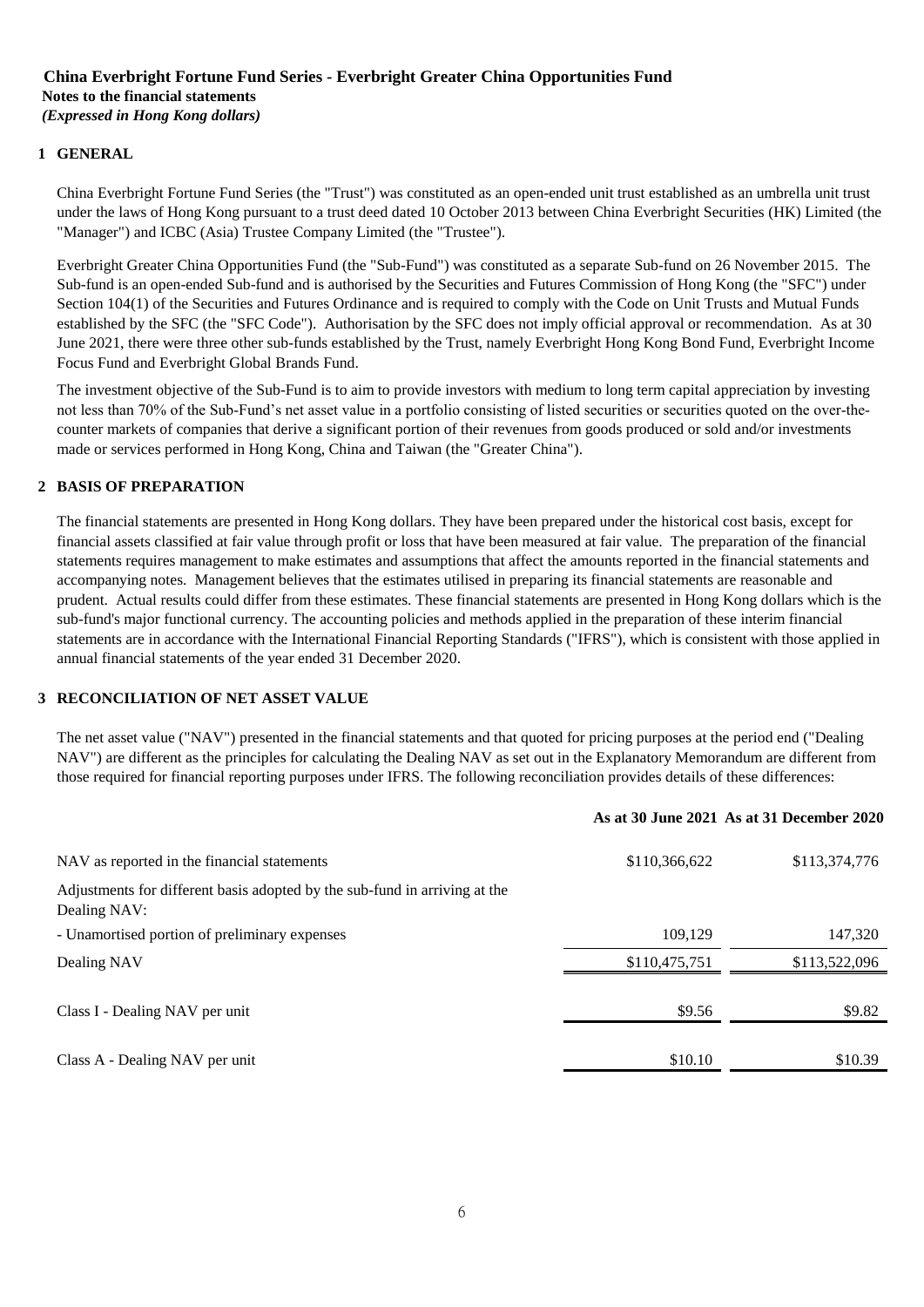**China Everbright Fortune Fund Series - Everbright Greater China Opportunities Fund**
**Notes to the financial statements**
***(Expressed in Hong Kong dollars)***

## 1 GENERAL

China Everbright Fortune Fund Series (the "Trust") was constituted as an open-ended unit trust established as an umbrella unit trust under the laws of Hong Kong pursuant to a trust deed dated 10 October 2013 between China Everbright Securities (HK) Limited (the "Manager") and ICBC (Asia) Trustee Company Limited (the "Trustee").

Everbright Greater China Opportunities Fund (the "Sub-Fund") was constituted as a separate Sub-fund on 26 November 2015. The Sub-fund is an open-ended Sub-fund and is authorised by the Securities and Futures Commission of Hong Kong (the "SFC") under Section 104(1) of the Securities and Futures Ordinance and is required to comply with the Code on Unit Trusts and Mutual Funds established by the SFC (the "SFC Code"). Authorisation by the SFC does not imply official approval or recommendation. As at 30 June 2021, there were three other sub-funds established by the Trust, namely Everbright Hong Kong Bond Fund, Everbright Income Focus Fund and Everbright Global Brands Fund.

The investment objective of the Sub-Fund is to aim to provide investors with medium to long term capital appreciation by investing not less than 70% of the Sub-Fund's net asset value in a portfolio consisting of listed securities or securities quoted on the over-the-counter markets of companies that derive a significant portion of their revenues from goods produced or sold and/or investments made or services performed in Hong Kong, China and Taiwan (the "Greater China").

## 2 BASIS OF PREPARATION

The financial statements are presented in Hong Kong dollars. They have been prepared under the historical cost basis, except for financial assets classified at fair value through profit or loss that have been measured at fair value. The preparation of the financial statements requires management to make estimates and assumptions that affect the amounts reported in the financial statements and accompanying notes. Management believes that the estimates utilised in preparing its financial statements are reasonable and prudent. Actual results could differ from these estimates. These financial statements are presented in Hong Kong dollars which is the sub-fund's major functional currency. The accounting policies and methods applied in the preparation of these interim financial statements are in accordance with the International Financial Reporting Standards ("IFRS"), which is consistent with those applied in annual financial statements of the year ended 31 December 2020.

## 3 RECONCILIATION OF NET ASSET VALUE

The net asset value ("NAV") presented in the financial statements and that quoted for pricing purposes at the period end ("Dealing NAV") are different as the principles for calculating the Dealing NAV as set out in the Explanatory Memorandum are different from those required for financial reporting purposes under IFRS. The following reconciliation provides details of these differences:

| | As at 30 June 2021 | As at 31 December 2020 |
|---|---|---|
| NAV as reported in the financial statements | $110,366,622 | $113,374,776 |
| Adjustments for different basis adopted by the sub-fund in arriving at the Dealing NAV: | | |
| - Unamortised portion of preliminary expenses | 109,129 | 147,320 |
| Dealing NAV | $110,475,751 | $113,522,096 |
| Class I - Dealing NAV per unit | $9.56 | $9.82 |
| Class A - Dealing NAV per unit | $10.10 | $10.39 |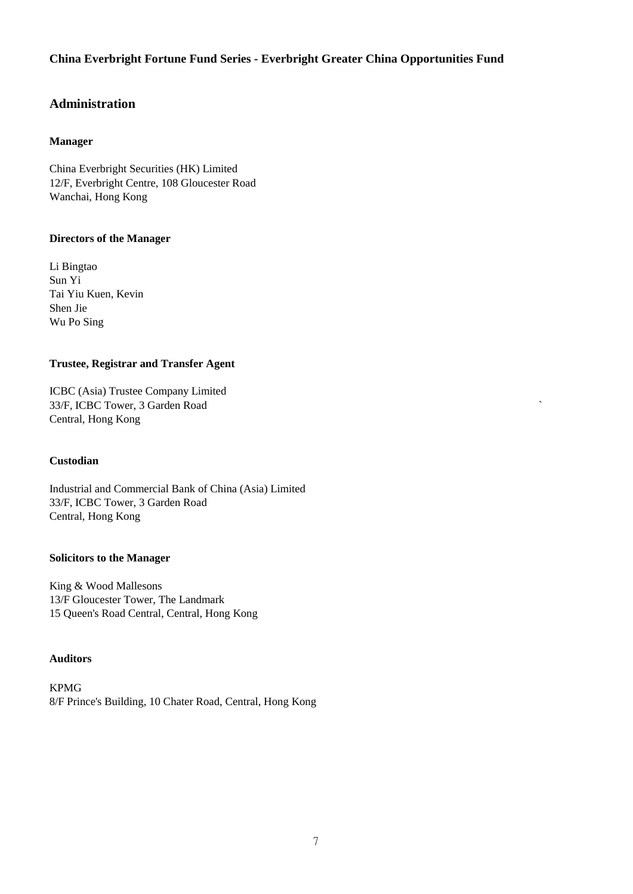**China Everbright Fortune Fund Series - Everbright Greater China Opportunities Fund**

## Administration

### Manager

China Everbright Securities (HK) Limited
12/F, Everbright Centre, 108 Gloucester Road
Wanchai, Hong Kong

### Directors of the Manager

Li Bingtao
Sun Yi
Tai Yiu Kuen, Kevin
Shen Jie
Wu Po Sing

### Trustee, Registrar and Transfer Agent

ICBC (Asia) Trustee Company Limited
33/F, ICBC Tower, 3 Garden Road
Central, Hong Kong

### Custodian

Industrial and Commercial Bank of China (Asia) Limited
33/F, ICBC Tower, 3 Garden Road
Central, Hong Kong

### Solicitors to the Manager

King & Wood Mallesons
13/F Gloucester Tower, The Landmark
15 Queen's Road Central, Central, Hong Kong

### Auditors

KPMG
8/F Prince's Building, 10 Chater Road, Central, Hong Kong